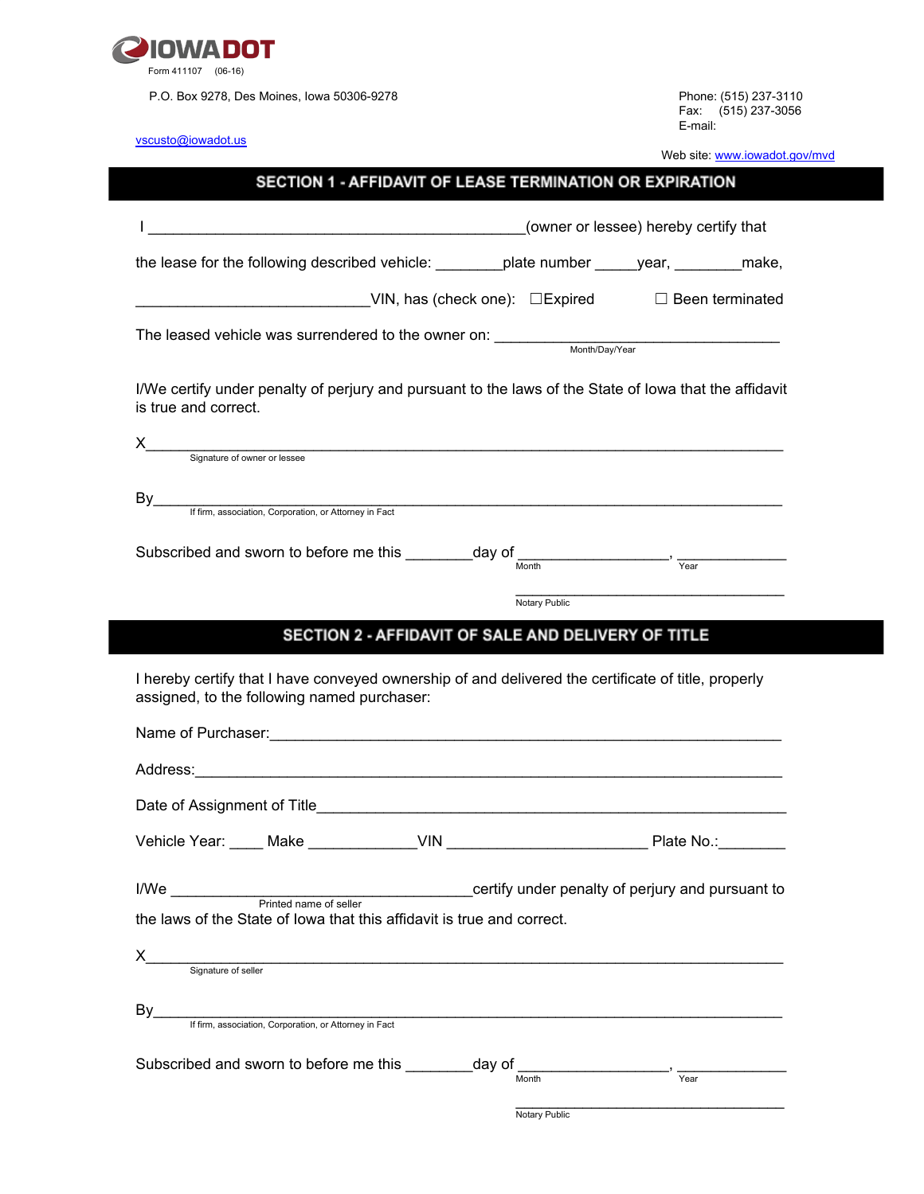IOWADOT

Form 411107 (06-16)

P.O. Box 9278, Des Moines, Iowa 50306-9278

Phone: (515) 237-3110
Fax: (515) 237-3056
E-mail: vscusto@iowadot.us

Web site: www.iowadot.gov/mvd

## SECTION 1 - AFFIDAVIT OF LEASE TERMINATION OR EXPIRATION

I ____________________________________________(owner or lessee) hereby certify that

the lease for the following described vehicle: ________plate number _____year, ________make,

____________________________VIN, has (check one): ☐Expired ☐ Been terminated

The leased vehicle was surrendered to the owner on: ________________________________
Month/Day/Year

I/We certify under penalty of perjury and pursuant to the laws of the State of Iowa that the affidavit is true and correct.

X______________________________________________________________________
Signature of owner or lessee

By______________________________________________________________________
If firm, association, Corporation, or Attorney in Fact

Subscribed and sworn to before me this ________day of _________________, _____________
Month Year

________________________________
Notary Public

## SECTION 2 - AFFIDAVIT OF SALE AND DELIVERY OF TITLE

I hereby certify that I have conveyed ownership of and delivered the certificate of title, properly assigned, to the following named purchaser:

Name of Purchaser:____________________________________________________________

Address:____________________________________________________________________

Date of Assignment of Title______________________________________________________

Vehicle Year: ____ Make _____________VIN ________________________ Plate No.:________

I/We ____________________________________certify under penalty of perjury and pursuant to
Printed name of seller
the laws of the State of Iowa that this affidavit is true and correct.

X______________________________________________________________________
Signature of seller

By______________________________________________________________________
If firm, association, Corporation, or Attorney in Fact

Subscribed and sworn to before me this ________day of _________________, _____________
Month Year

________________________________
Notary Public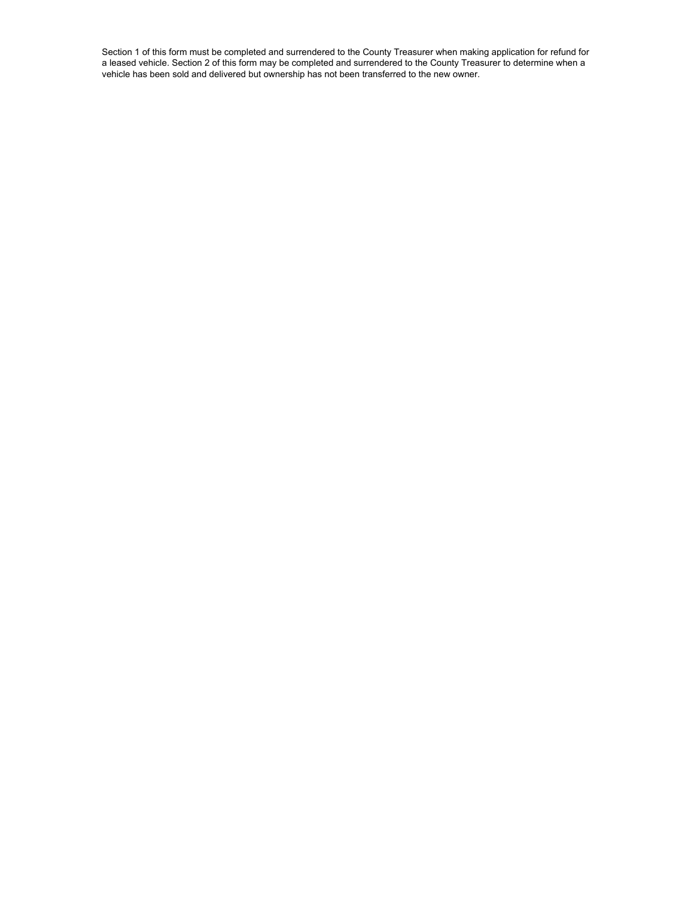Section 1 of this form must be completed and surrendered to the County Treasurer when making application for refund for a leased vehicle. Section 2 of this form may be completed and surrendered to the County Treasurer to determine when a vehicle has been sold and delivered but ownership has not been transferred to the new owner.